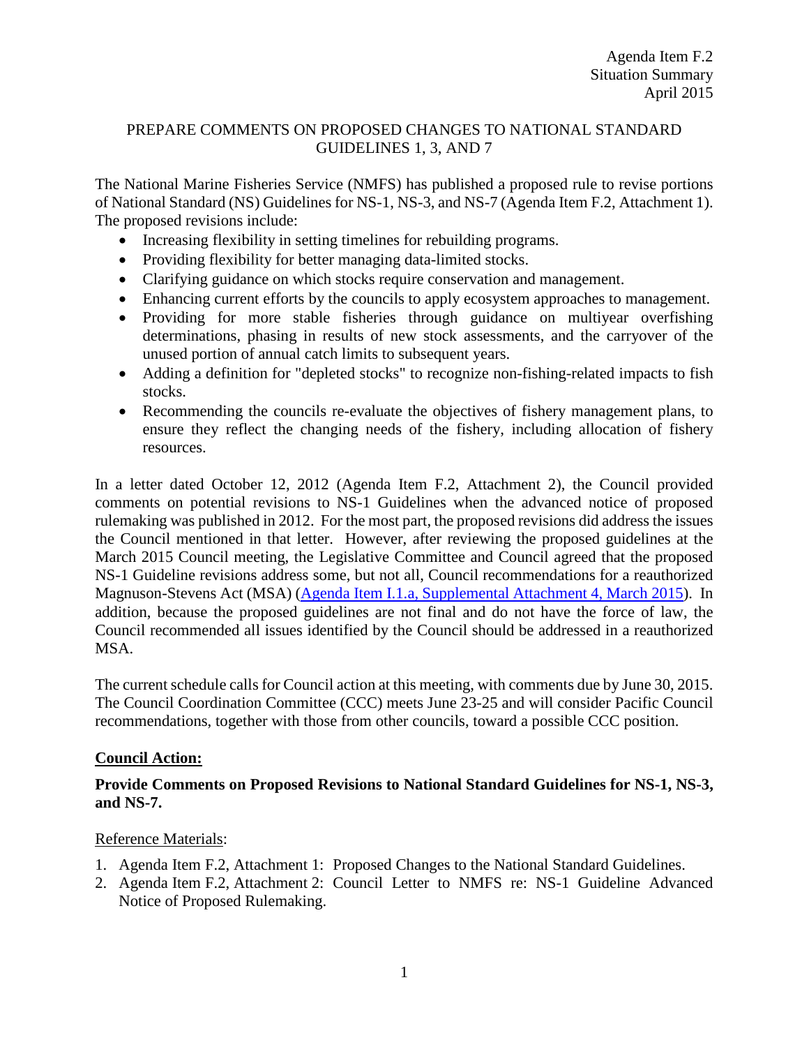Agenda Item F.2
Situation Summary
April 2015

## PREPARE COMMENTS ON PROPOSED CHANGES TO NATIONAL STANDARD GUIDELINES 1, 3, AND 7

The National Marine Fisheries Service (NMFS) has published a proposed rule to revise portions of National Standard (NS) Guidelines for NS-1, NS-3, and NS-7 (Agenda Item F.2, Attachment 1). The proposed revisions include:

- Increasing flexibility in setting timelines for rebuilding programs.
- Providing flexibility for better managing data-limited stocks.
- Clarifying guidance on which stocks require conservation and management.
- Enhancing current efforts by the councils to apply ecosystem approaches to management.
- Providing for more stable fisheries through guidance on multiyear overfishing determinations, phasing in results of new stock assessments, and the carryover of the unused portion of annual catch limits to subsequent years.
- Adding a definition for "depleted stocks" to recognize non-fishing-related impacts to fish stocks.
- Recommending the councils re-evaluate the objectives of fishery management plans, to ensure they reflect the changing needs of the fishery, including allocation of fishery resources.

In a letter dated October 12, 2012 (Agenda Item F.2, Attachment 2), the Council provided comments on potential revisions to NS-1 Guidelines when the advanced notice of proposed rulemaking was published in 2012. For the most part, the proposed revisions did address the issues the Council mentioned in that letter. However, after reviewing the proposed guidelines at the March 2015 Council meeting, the Legislative Committee and Council agreed that the proposed NS-1 Guideline revisions address some, but not all, Council recommendations for a reauthorized Magnuson-Stevens Act (MSA) (Agenda Item I.1.a, Supplemental Attachment 4, March 2015). In addition, because the proposed guidelines are not final and do not have the force of law, the Council recommended all issues identified by the Council should be addressed in a reauthorized MSA.

The current schedule calls for Council action at this meeting, with comments due by June 30, 2015. The Council Coordination Committee (CCC) meets June 23-25 and will consider Pacific Council recommendations, together with those from other councils, toward a possible CCC position.

**Council Action:**

**Provide Comments on Proposed Revisions to National Standard Guidelines for NS-1, NS-3, and NS-7.**

Reference Materials:

1. Agenda Item F.2, Attachment 1: Proposed Changes to the National Standard Guidelines.
2. Agenda Item F.2, Attachment 2: Council Letter to NMFS re: NS-1 Guideline Advanced Notice of Proposed Rulemaking.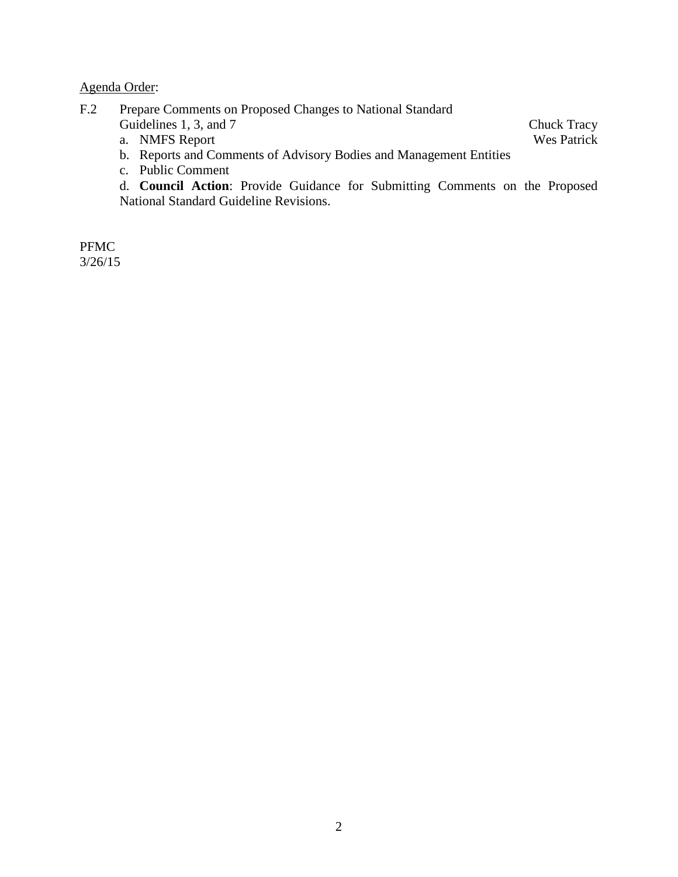Agenda Order:

F.2 Prepare Comments on Proposed Changes to National Standard Guidelines 1, 3, and 7 — Chuck Tracy

a. NMFS Report — Wes Patrick
b. Reports and Comments of Advisory Bodies and Management Entities
c. Public Comment
d. **Council Action**: Provide Guidance for Submitting Comments on the Proposed National Standard Guideline Revisions.

PFMC
3/26/15